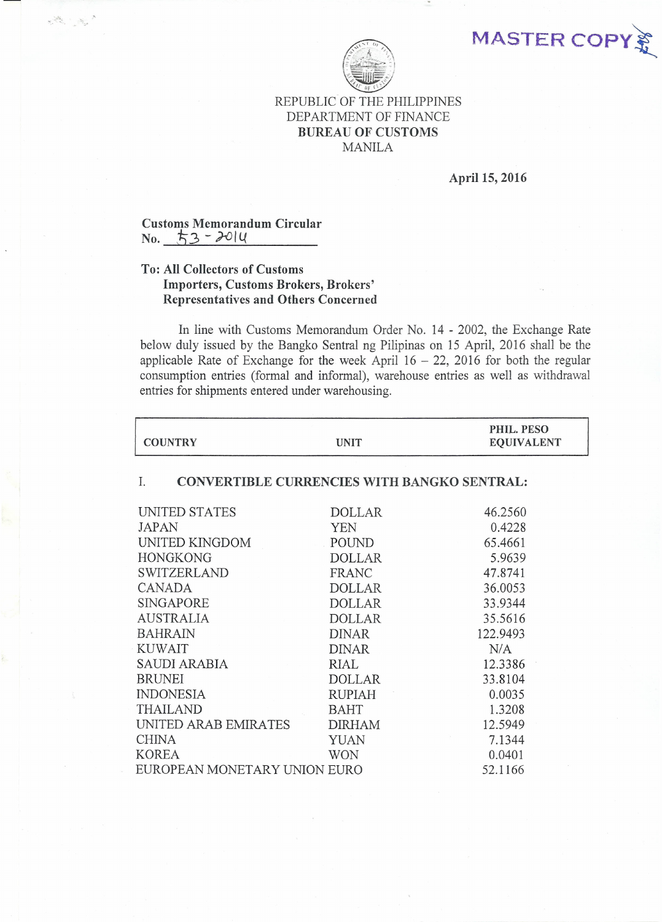MASTER COPY

REPUBLIC OF THE PHILIPPINES
DEPARTMENT OF FINANCE
**BUREAU OF CUSTOMS**
MANILA

**April 15, 2016**

**Customs Memorandum Circular**
**No.** 53 - 2014

**To: All Collectors of Customs**
**Importers, Customs Brokers, Brokers' Representatives and Others Concerned**

In line with Customs Memorandum Order No. 14 - 2002, the Exchange Rate below duly issued by the Bangko Sentral ng Pilipinas on 15 April, 2016 shall be the applicable Rate of Exchange for the week April 16 – 22, 2016 for both the regular consumption entries (formal and informal), warehouse entries as well as withdrawal entries for shipments entered under warehousing.

| COUNTRY | UNIT | PHIL. PESO EQUIVALENT |
|---|---|---|
| **I. CONVERTIBLE CURRENCIES WITH BANGKO SENTRAL:** | | |
| UNITED STATES | DOLLAR | 46.2560 |
| JAPAN | YEN | 0.4228 |
| UNITED KINGDOM | POUND | 65.4661 |
| HONGKONG | DOLLAR | 5.9639 |
| SWITZERLAND | FRANC | 47.8741 |
| CANADA | DOLLAR | 36.0053 |
| SINGAPORE | DOLLAR | 33.9344 |
| AUSTRALIA | DOLLAR | 35.5616 |
| BAHRAIN | DINAR | 122.9493 |
| KUWAIT | DINAR | N/A |
| SAUDI ARABIA | RIAL | 12.3386 |
| BRUNEI | DOLLAR | 33.8104 |
| INDONESIA | RUPIAH | 0.0035 |
| THAILAND | BAHT | 1.3208 |
| UNITED ARAB EMIRATES | DIRHAM | 12.5949 |
| CHINA | YUAN | 7.1344 |
| KOREA | WON | 0.0401 |
| EUROPEAN MONETARY UNION | EURO | 52.1166 |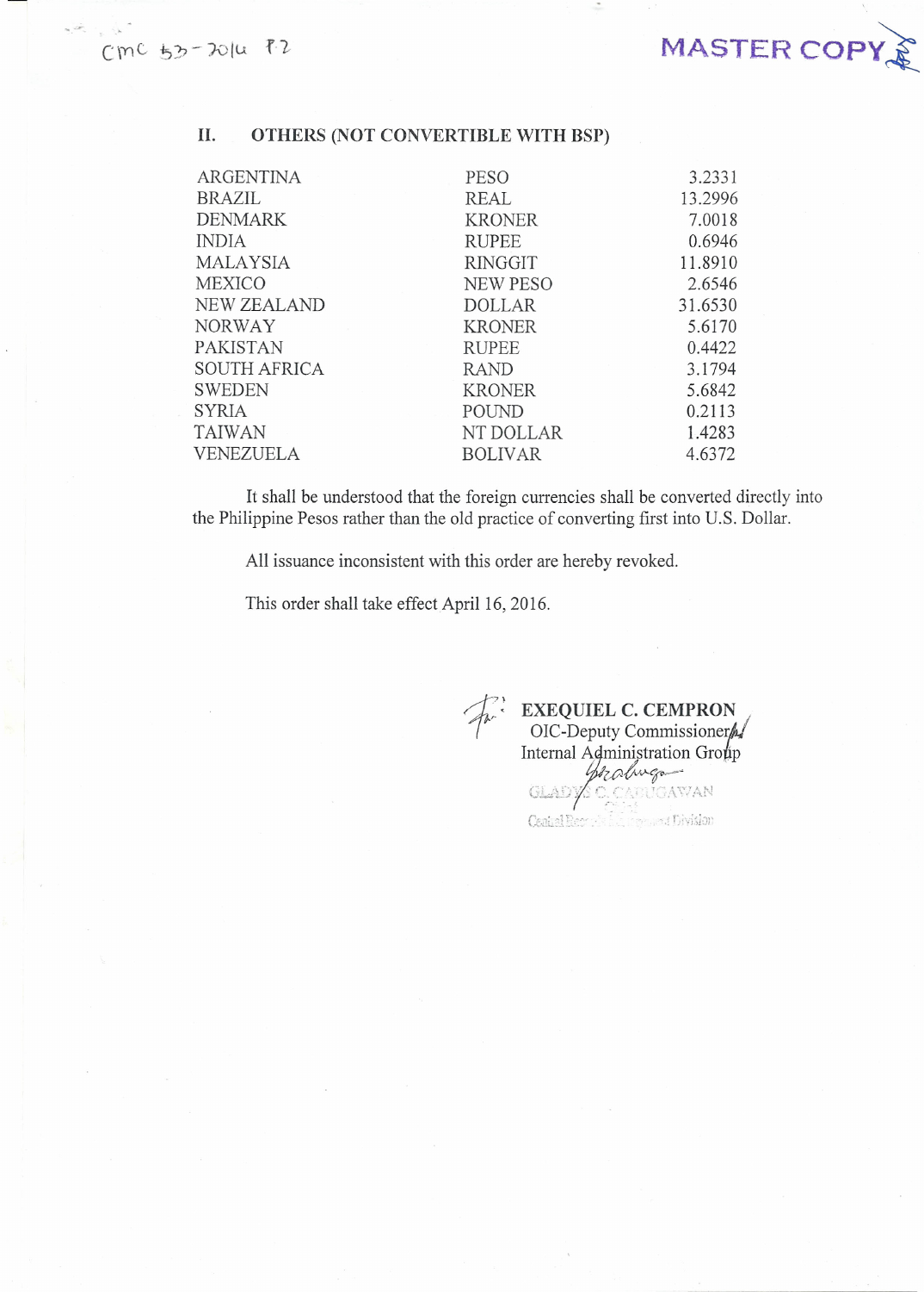CMC 53-2016 P2

MASTER COPY

## II. OTHERS (NOT CONVERTIBLE WITH BSP)

| | | |
|---|---|---|
| ARGENTINA | PESO | 3.2331 |
| BRAZIL | REAL | 13.2996 |
| DENMARK | KRONER | 7.0018 |
| INDIA | RUPEE | 0.6946 |
| MALAYSIA | RINGGIT | 11.8910 |
| MEXICO | NEW PESO | 2.6546 |
| NEW ZEALAND | DOLLAR | 31.6530 |
| NORWAY | KRONER | 5.6170 |
| PAKISTAN | RUPEE | 0.4422 |
| SOUTH AFRICA | RAND | 3.1794 |
| SWEDEN | KRONER | 5.6842 |
| SYRIA | POUND | 0.2113 |
| TAIWAN | NT DOLLAR | 1.4283 |
| VENEZUELA | BOLIVAR | 4.6372 |

It shall be understood that the foreign currencies shall be converted directly into the Philippine Pesos rather than the old practice of converting first into U.S. Dollar.

All issuance inconsistent with this order are hereby revoked.

This order shall take effect April 16, 2016.

**EXEQUIEL C. CEMPRON**
OIC-Deputy Commissioner
Internal Administration Group

GLADYS C. CADUGAWAN
Central Records Management Division